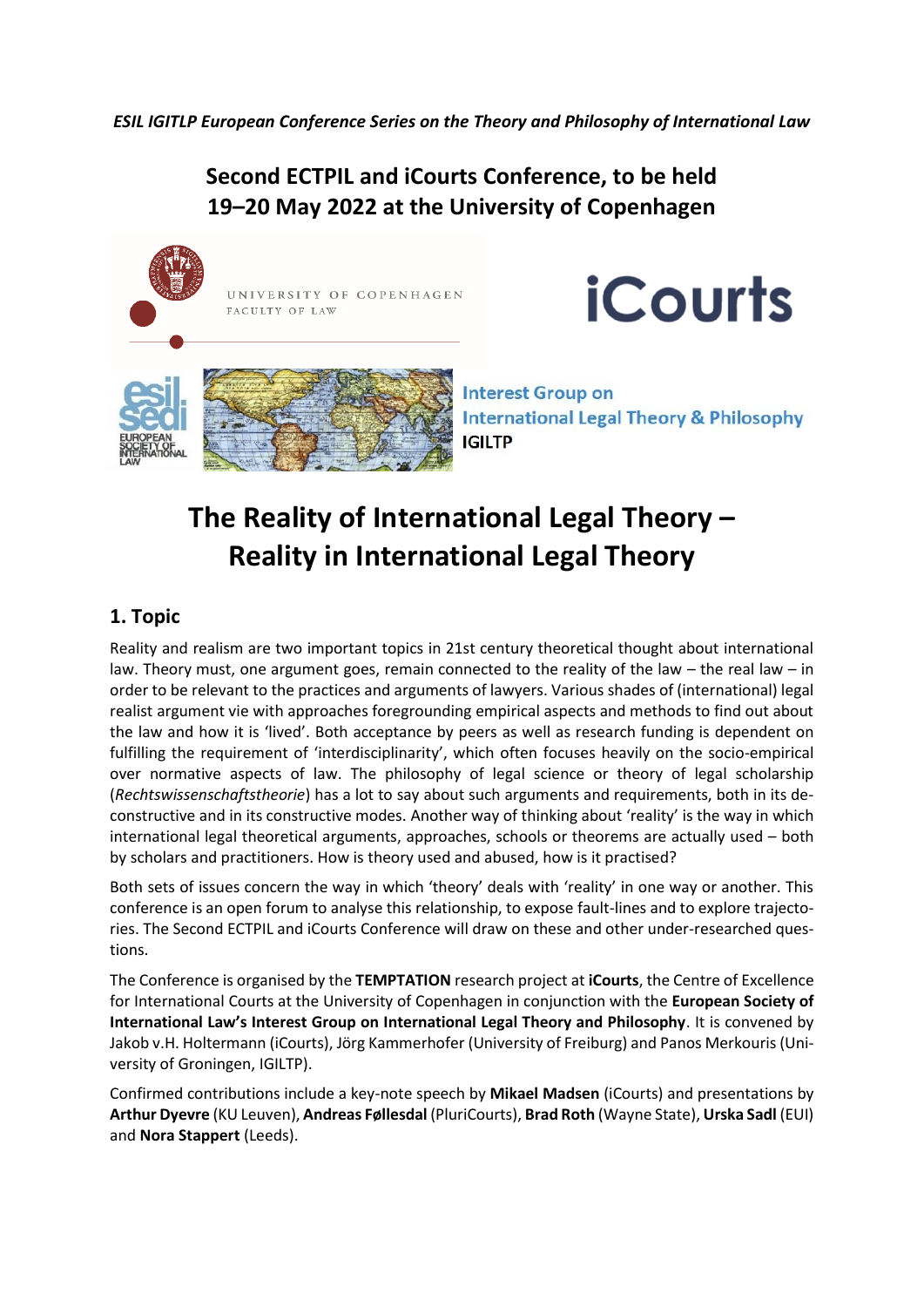*ESIL IGITLP European Conference Series on the Theory and Philosophy of International Law*

## Second ECTPIL and iCourts Conference, to be held 19–20 May 2022 at the University of Copenhagen

UNIVERSITY OF COPENHAGEN
FACULTY OF LAW

iCourts

EUROPEAN SOCIETY OF INTERNATIONAL LAW

Interest Group on International Legal Theory & Philosophy
IGILTP

# The Reality of International Legal Theory – Reality in International Legal Theory

## 1. Topic

Reality and realism are two important topics in 21st century theoretical thought about international law. Theory must, one argument goes, remain connected to the reality of the law – the real law – in order to be relevant to the practices and arguments of lawyers. Various shades of (international) legal realist argument vie with approaches foregrounding empirical aspects and methods to find out about the law and how it is 'lived'. Both acceptance by peers as well as research funding is dependent on fulfilling the requirement of 'interdisciplinarity', which often focuses heavily on the socio-empirical over normative aspects of law. The philosophy of legal science or theory of legal scholarship (*Rechtswissenschaftstheorie*) has a lot to say about such arguments and requirements, both in its deconstructive and in its constructive modes. Another way of thinking about 'reality' is the way in which international legal theoretical arguments, approaches, schools or theorems are actually used – both by scholars and practitioners. How is theory used and abused, how is it practised?

Both sets of issues concern the way in which 'theory' deals with 'reality' in one way or another. This conference is an open forum to analyse this relationship, to expose fault-lines and to explore trajectories. The Second ECTPIL and iCourts Conference will draw on these and other under-researched questions.

The Conference is organised by the **TEMPTATION** research project at **iCourts**, the Centre of Excellence for International Courts at the University of Copenhagen in conjunction with the **European Society of International Law's Interest Group on International Legal Theory and Philosophy**. It is convened by Jakob v.H. Holtermann (iCourts), Jörg Kammerhofer (University of Freiburg) and Panos Merkouris (University of Groningen, IGILTP).

Confirmed contributions include a key-note speech by **Mikael Madsen** (iCourts) and presentations by **Arthur Dyevre** (KU Leuven), **Andreas Føllesdal** (PluriCourts), **Brad Roth** (Wayne State), **Urska Sadl** (EUI) and **Nora Stappert** (Leeds).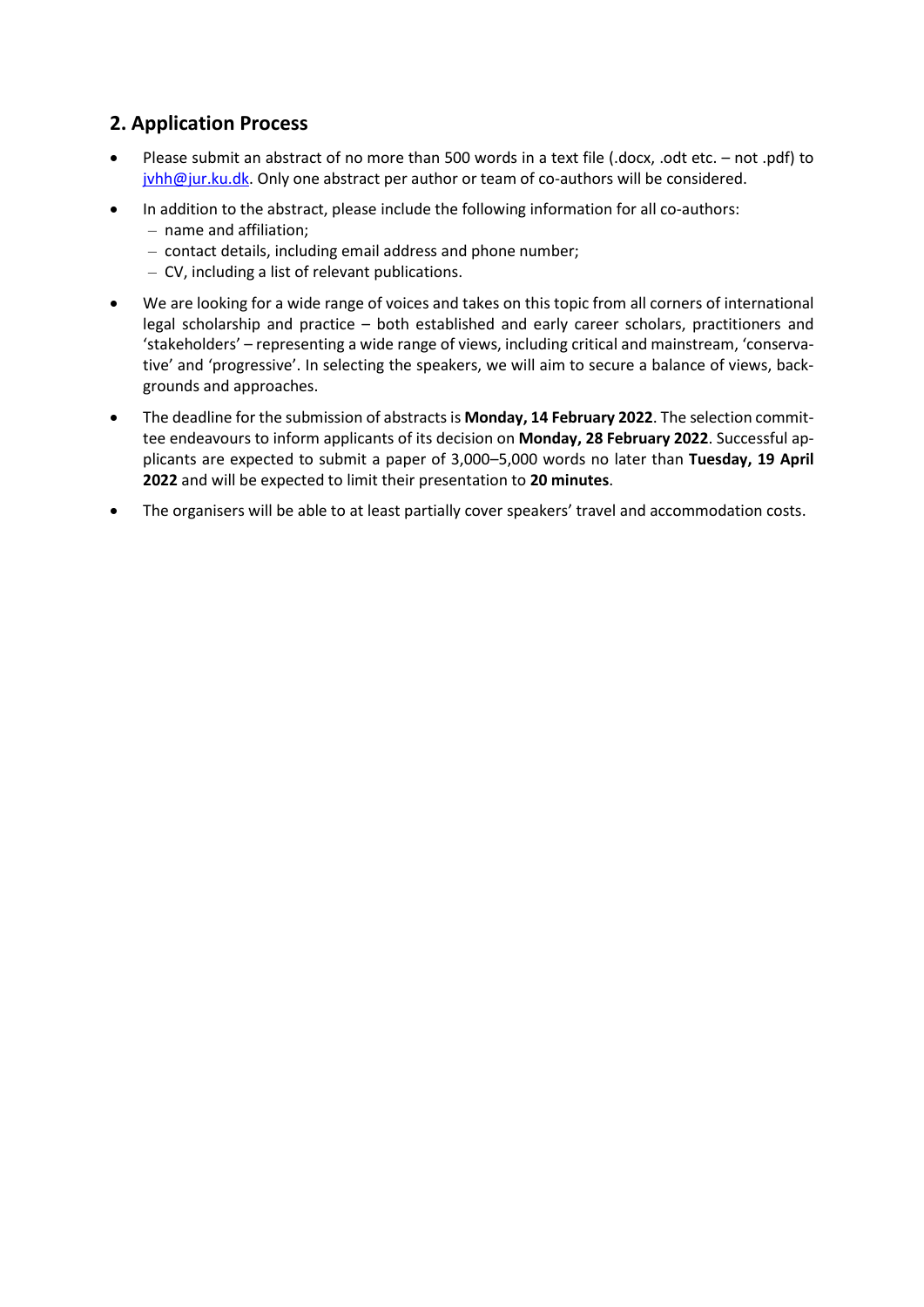## 2. Application Process

- Please submit an abstract of no more than 500 words in a text file (.docx, .odt etc. – not .pdf) to jvhh@jur.ku.dk. Only one abstract per author or team of co-authors will be considered.
- In addition to the abstract, please include the following information for all co-authors:
  - name and affiliation;
  - contact details, including email address and phone number;
  - CV, including a list of relevant publications.
- We are looking for a wide range of voices and takes on this topic from all corners of international legal scholarship and practice – both established and early career scholars, practitioners and 'stakeholders' – representing a wide range of views, including critical and mainstream, 'conservative' and 'progressive'. In selecting the speakers, we will aim to secure a balance of views, backgrounds and approaches.
- The deadline for the submission of abstracts is **Monday, 14 February 2022**. The selection committee endeavours to inform applicants of its decision on **Monday, 28 February 2022**. Successful applicants are expected to submit a paper of 3,000–5,000 words no later than **Tuesday, 19 April 2022** and will be expected to limit their presentation to **20 minutes**.
- The organisers will be able to at least partially cover speakers' travel and accommodation costs.